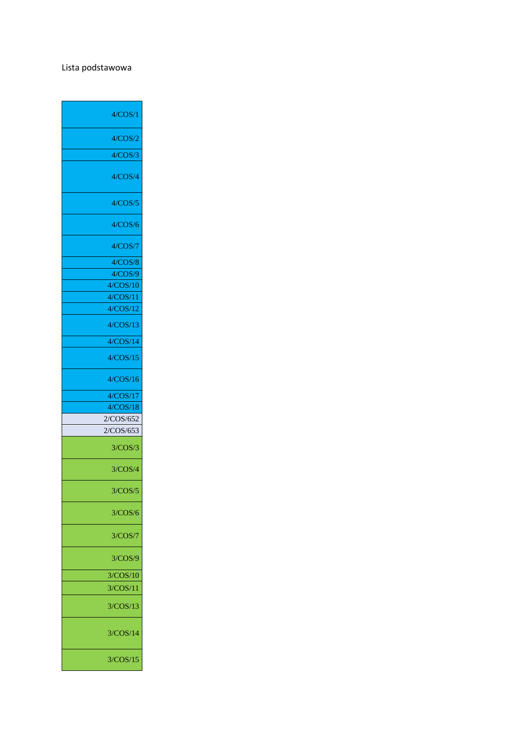Lista podstawowa

| |
|---|
| 4/COS/1 |
| 4/COS/2 |
| 4/COS/3 |
| 4/COS/4 |
| 4/COS/5 |
| 4/COS/6 |
| 4/COS/7 |
| 4/COS/8 |
| 4/COS/9 |
| 4/COS/10 |
| 4/COS/11 |
| 4/COS/12 |
| 4/COS/13 |
| 4/COS/14 |
| 4/COS/15 |
| 4/COS/16 |
| 4/COS/17 |
| 4/COS/18 |
| 2/COS/652 |
| 2/COS/653 |
| 3/COS/3 |
| 3/COS/4 |
| 3/COS/5 |
| 3/COS/6 |
| 3/COS/7 |
| 3/COS/9 |
| 3/COS/10 |
| 3/COS/11 |
| 3/COS/13 |
| 3/COS/14 |
| 3/COS/15 |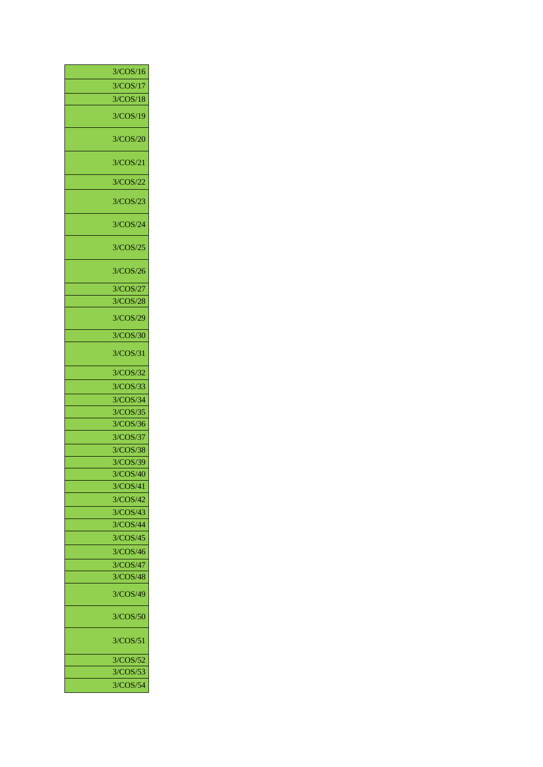| 3/COS/16 |
|---|
| 3/COS/17 |
| 3/COS/18 |
| 3/COS/19 |
| 3/COS/20 |
| 3/COS/21 |
| 3/COS/22 |
| 3/COS/23 |
| 3/COS/24 |
| 3/COS/25 |
| 3/COS/26 |
| 3/COS/27 |
| 3/COS/28 |
| 3/COS/29 |
| 3/COS/30 |
| 3/COS/31 |
| 3/COS/32 |
| 3/COS/33 |
| 3/COS/34 |
| 3/COS/35 |
| 3/COS/36 |
| 3/COS/37 |
| 3/COS/38 |
| 3/COS/39 |
| 3/COS/40 |
| 3/COS/41 |
| 3/COS/42 |
| 3/COS/43 |
| 3/COS/44 |
| 3/COS/45 |
| 3/COS/46 |
| 3/COS/47 |
| 3/COS/48 |
| 3/COS/49 |
| 3/COS/50 |
| 3/COS/51 |
| 3/COS/52 |
| 3/COS/53 |
| 3/COS/54 |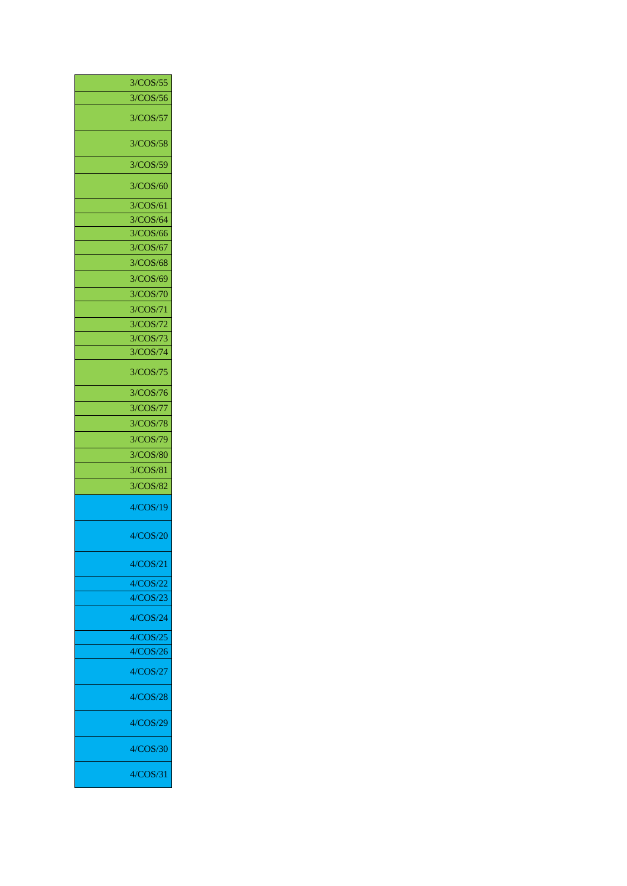| |
|---|
| 3/COS/55 |
| 3/COS/56 |
| 3/COS/57 |
| 3/COS/58 |
| 3/COS/59 |
| 3/COS/60 |
| 3/COS/61 |
| 3/COS/64 |
| 3/COS/66 |
| 3/COS/67 |
| 3/COS/68 |
| 3/COS/69 |
| 3/COS/70 |
| 3/COS/71 |
| 3/COS/72 |
| 3/COS/73 |
| 3/COS/74 |
| 3/COS/75 |
| 3/COS/76 |
| 3/COS/77 |
| 3/COS/78 |
| 3/COS/79 |
| 3/COS/80 |
| 3/COS/81 |
| 3/COS/82 |
| 4/COS/19 |
| 4/COS/20 |
| 4/COS/21 |
| 4/COS/22 |
| 4/COS/23 |
| 4/COS/24 |
| 4/COS/25 |
| 4/COS/26 |
| 4/COS/27 |
| 4/COS/28 |
| 4/COS/29 |
| 4/COS/30 |
| 4/COS/31 |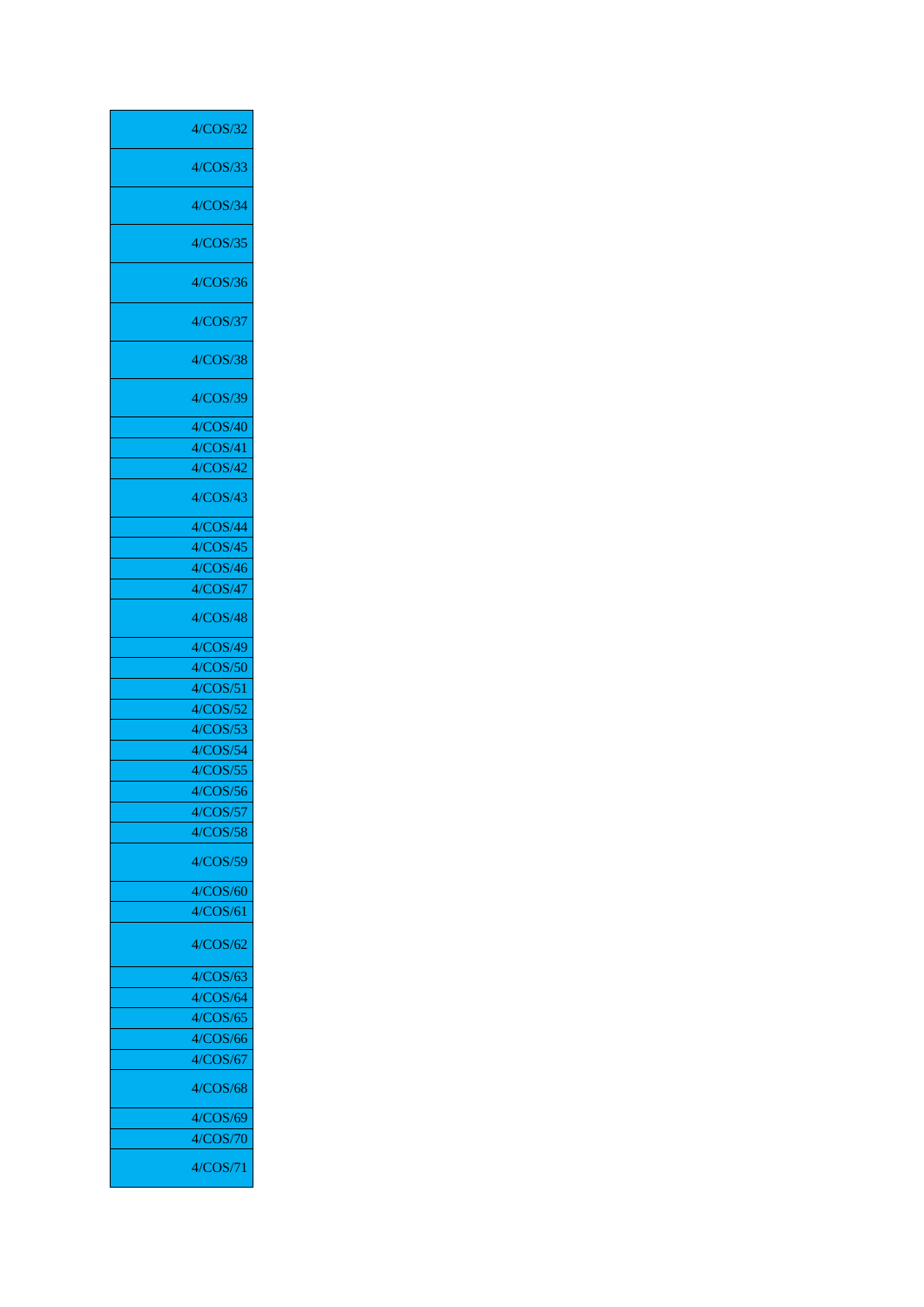| |
|---|
| 4/COS/32 |
| 4/COS/33 |
| 4/COS/34 |
| 4/COS/35 |
| 4/COS/36 |
| 4/COS/37 |
| 4/COS/38 |
| 4/COS/39 |
| 4/COS/40 |
| 4/COS/41 |
| 4/COS/42 |
| 4/COS/43 |
| 4/COS/44 |
| 4/COS/45 |
| 4/COS/46 |
| 4/COS/47 |
| 4/COS/48 |
| 4/COS/49 |
| 4/COS/50 |
| 4/COS/51 |
| 4/COS/52 |
| 4/COS/53 |
| 4/COS/54 |
| 4/COS/55 |
| 4/COS/56 |
| 4/COS/57 |
| 4/COS/58 |
| 4/COS/59 |
| 4/COS/60 |
| 4/COS/61 |
| 4/COS/62 |
| 4/COS/63 |
| 4/COS/64 |
| 4/COS/65 |
| 4/COS/66 |
| 4/COS/67 |
| 4/COS/68 |
| 4/COS/69 |
| 4/COS/70 |
| 4/COS/71 |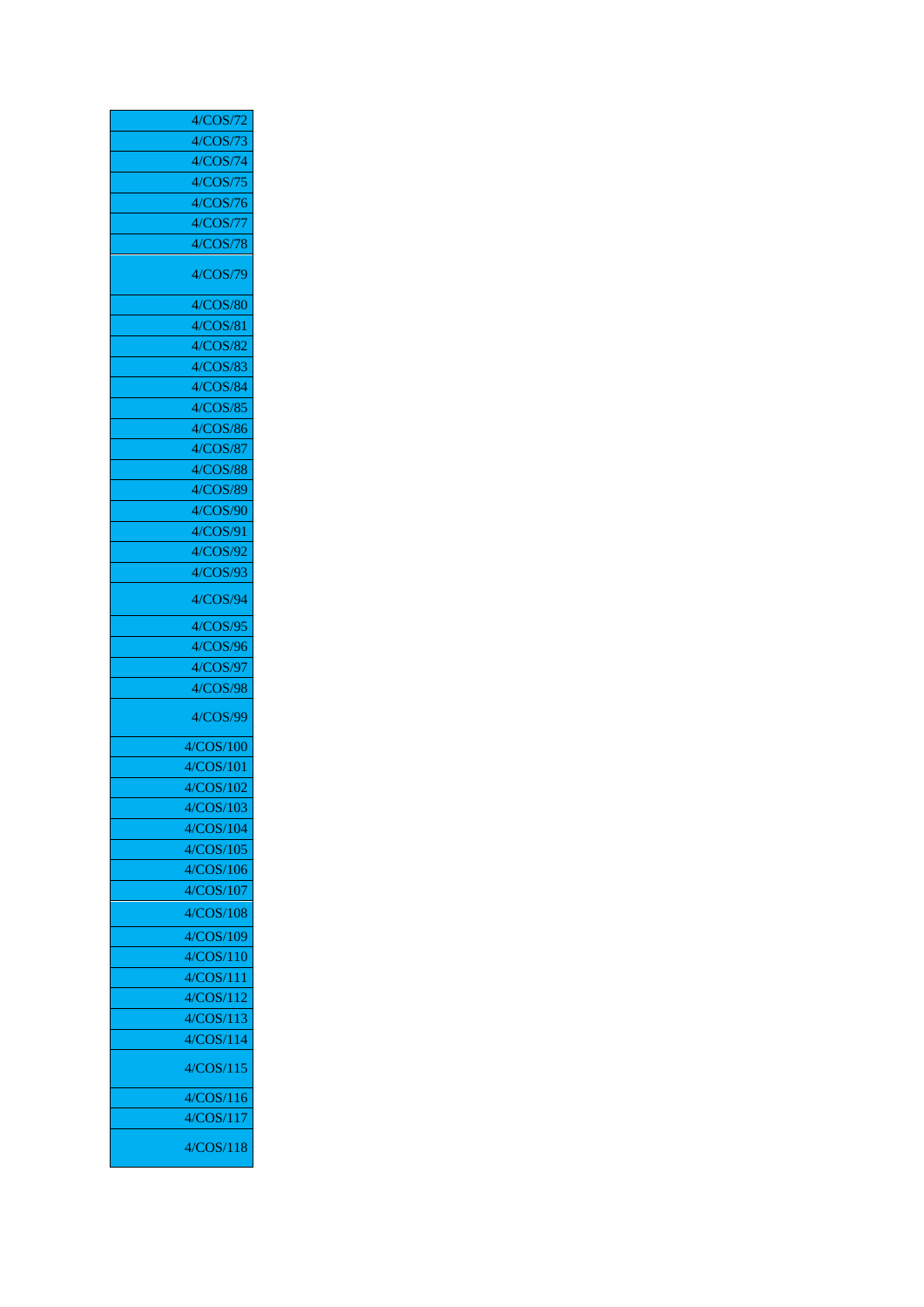| 4/COS/72 |
|---|
| 4/COS/73 |
| 4/COS/74 |
| 4/COS/75 |
| 4/COS/76 |
| 4/COS/77 |
| 4/COS/78 |
| 4/COS/79 |
| 4/COS/80 |
| 4/COS/81 |
| 4/COS/82 |
| 4/COS/83 |
| 4/COS/84 |
| 4/COS/85 |
| 4/COS/86 |
| 4/COS/87 |
| 4/COS/88 |
| 4/COS/89 |
| 4/COS/90 |
| 4/COS/91 |
| 4/COS/92 |
| 4/COS/93 |
| 4/COS/94 |
| 4/COS/95 |
| 4/COS/96 |
| 4/COS/97 |
| 4/COS/98 |
| 4/COS/99 |
| 4/COS/100 |
| 4/COS/101 |
| 4/COS/102 |
| 4/COS/103 |
| 4/COS/104 |
| 4/COS/105 |
| 4/COS/106 |
| 4/COS/107 |
| 4/COS/108 |
| 4/COS/109 |
| 4/COS/110 |
| 4/COS/111 |
| 4/COS/112 |
| 4/COS/113 |
| 4/COS/114 |
| 4/COS/115 |
| 4/COS/116 |
| 4/COS/117 |
| 4/COS/118 |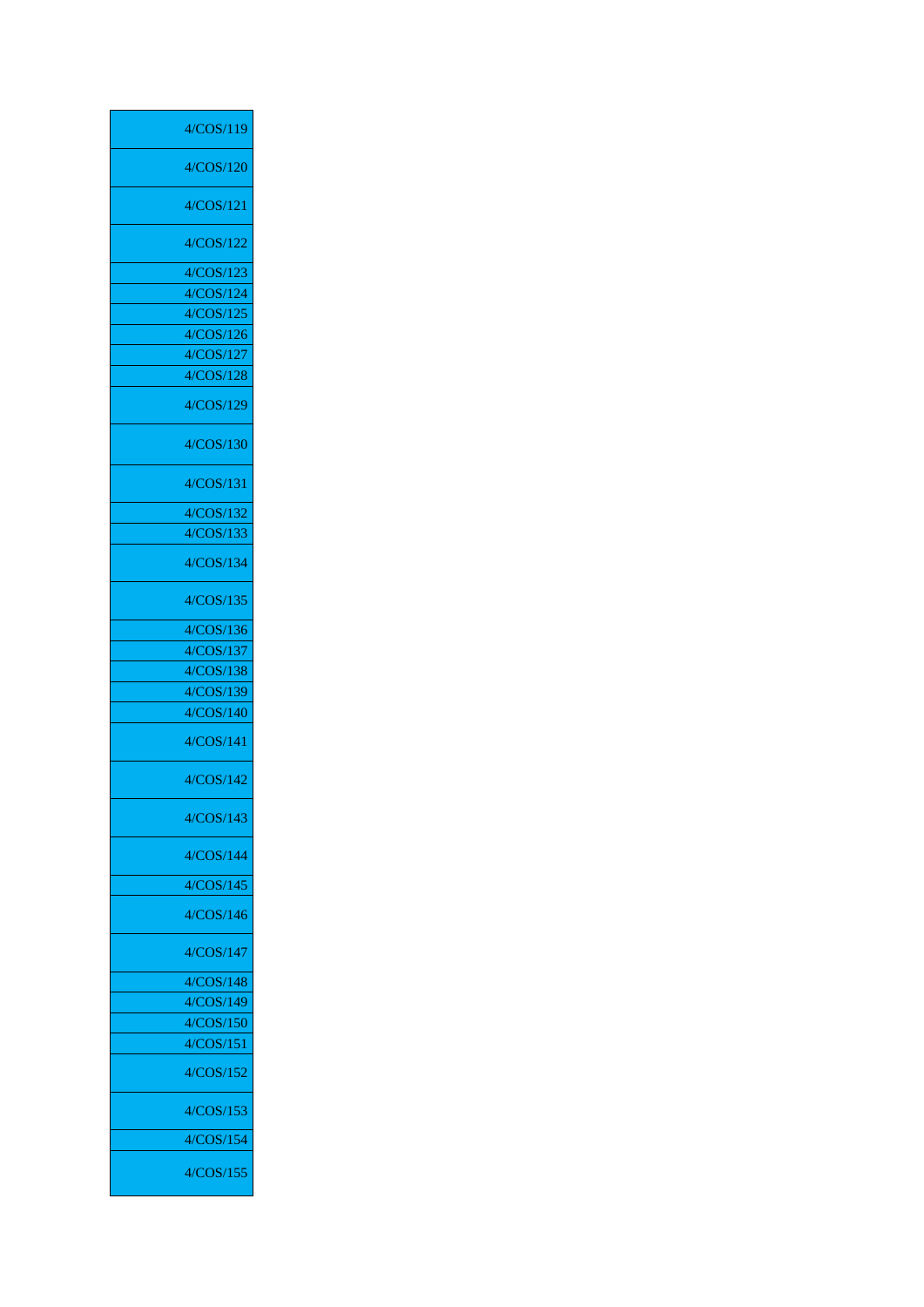| 4/COS/119 |
|---|
| 4/COS/120 |
| 4/COS/121 |
| 4/COS/122 |
| 4/COS/123 |
| 4/COS/124 |
| 4/COS/125 |
| 4/COS/126 |
| 4/COS/127 |
| 4/COS/128 |
| 4/COS/129 |
| 4/COS/130 |
| 4/COS/131 |
| 4/COS/132 |
| 4/COS/133 |
| 4/COS/134 |
| 4/COS/135 |
| 4/COS/136 |
| 4/COS/137 |
| 4/COS/138 |
| 4/COS/139 |
| 4/COS/140 |
| 4/COS/141 |
| 4/COS/142 |
| 4/COS/143 |
| 4/COS/144 |
| 4/COS/145 |
| 4/COS/146 |
| 4/COS/147 |
| 4/COS/148 |
| 4/COS/149 |
| 4/COS/150 |
| 4/COS/151 |
| 4/COS/152 |
| 4/COS/153 |
| 4/COS/154 |
| 4/COS/155 |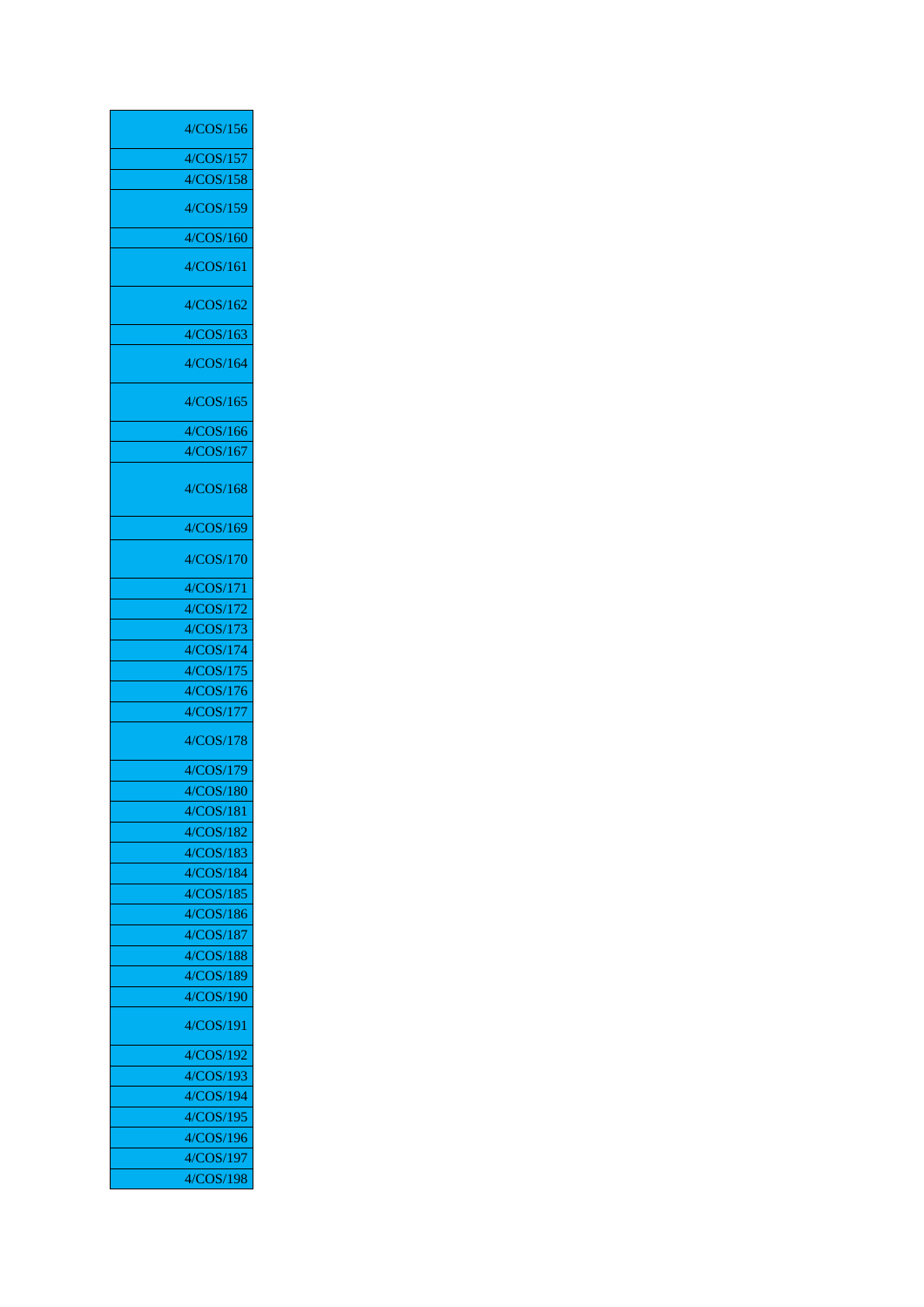| |
|---|
| 4/COS/156 |
| 4/COS/157 |
| 4/COS/158 |
| 4/COS/159 |
| 4/COS/160 |
| 4/COS/161 |
| 4/COS/162 |
| 4/COS/163 |
| 4/COS/164 |
| 4/COS/165 |
| 4/COS/166 |
| 4/COS/167 |
| 4/COS/168 |
| 4/COS/169 |
| 4/COS/170 |
| 4/COS/171 |
| 4/COS/172 |
| 4/COS/173 |
| 4/COS/174 |
| 4/COS/175 |
| 4/COS/176 |
| 4/COS/177 |
| 4/COS/178 |
| 4/COS/179 |
| 4/COS/180 |
| 4/COS/181 |
| 4/COS/182 |
| 4/COS/183 |
| 4/COS/184 |
| 4/COS/185 |
| 4/COS/186 |
| 4/COS/187 |
| 4/COS/188 |
| 4/COS/189 |
| 4/COS/190 |
| 4/COS/191 |
| 4/COS/192 |
| 4/COS/193 |
| 4/COS/194 |
| 4/COS/195 |
| 4/COS/196 |
| 4/COS/197 |
| 4/COS/198 |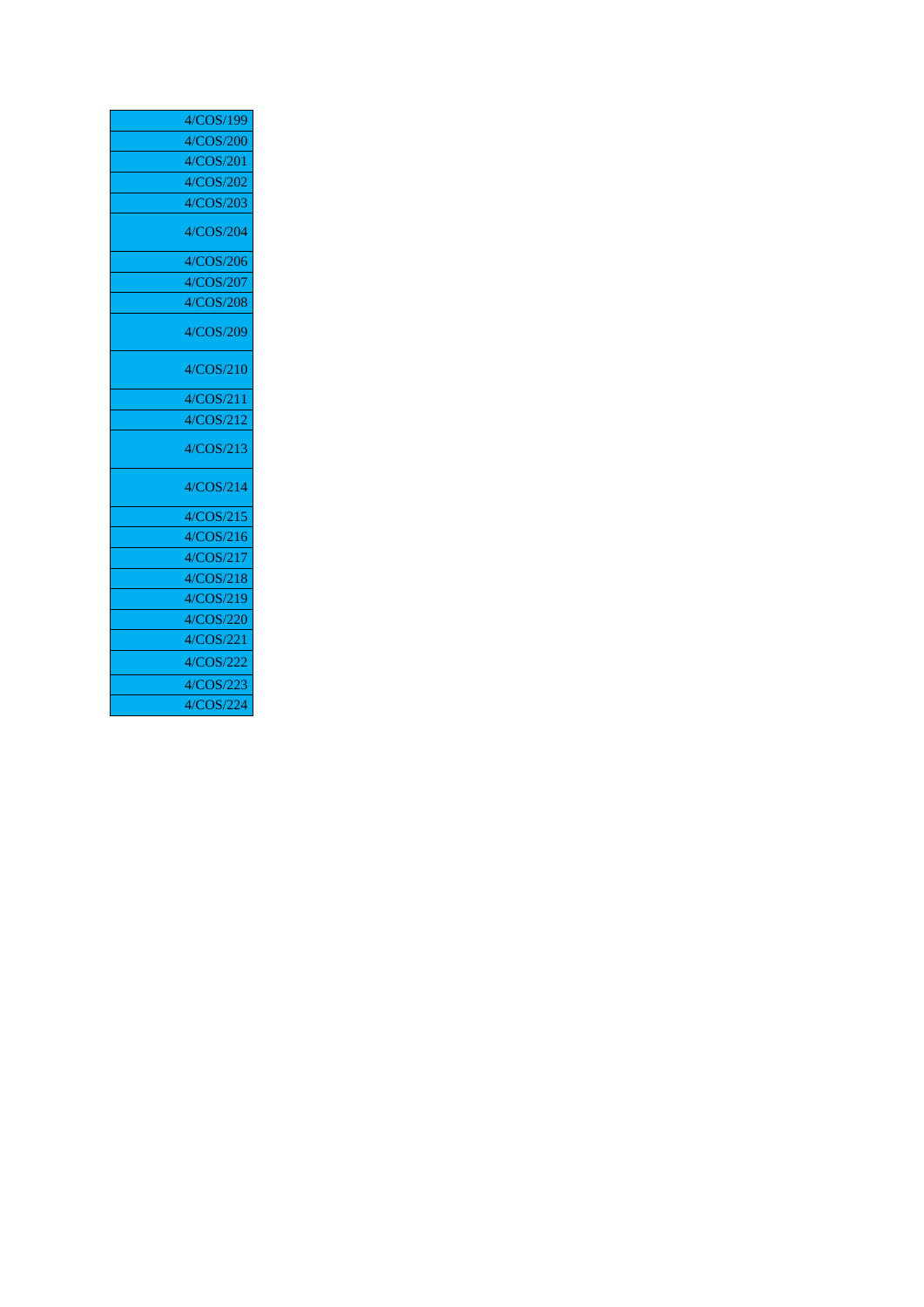| |
|---|
| 4/COS/199 |
| 4/COS/200 |
| 4/COS/201 |
| 4/COS/202 |
| 4/COS/203 |
| 4/COS/204 |
| 4/COS/206 |
| 4/COS/207 |
| 4/COS/208 |
| 4/COS/209 |
| 4/COS/210 |
| 4/COS/211 |
| 4/COS/212 |
| 4/COS/213 |
| 4/COS/214 |
| 4/COS/215 |
| 4/COS/216 |
| 4/COS/217 |
| 4/COS/218 |
| 4/COS/219 |
| 4/COS/220 |
| 4/COS/221 |
| 4/COS/222 |
| 4/COS/223 |
| 4/COS/224 |